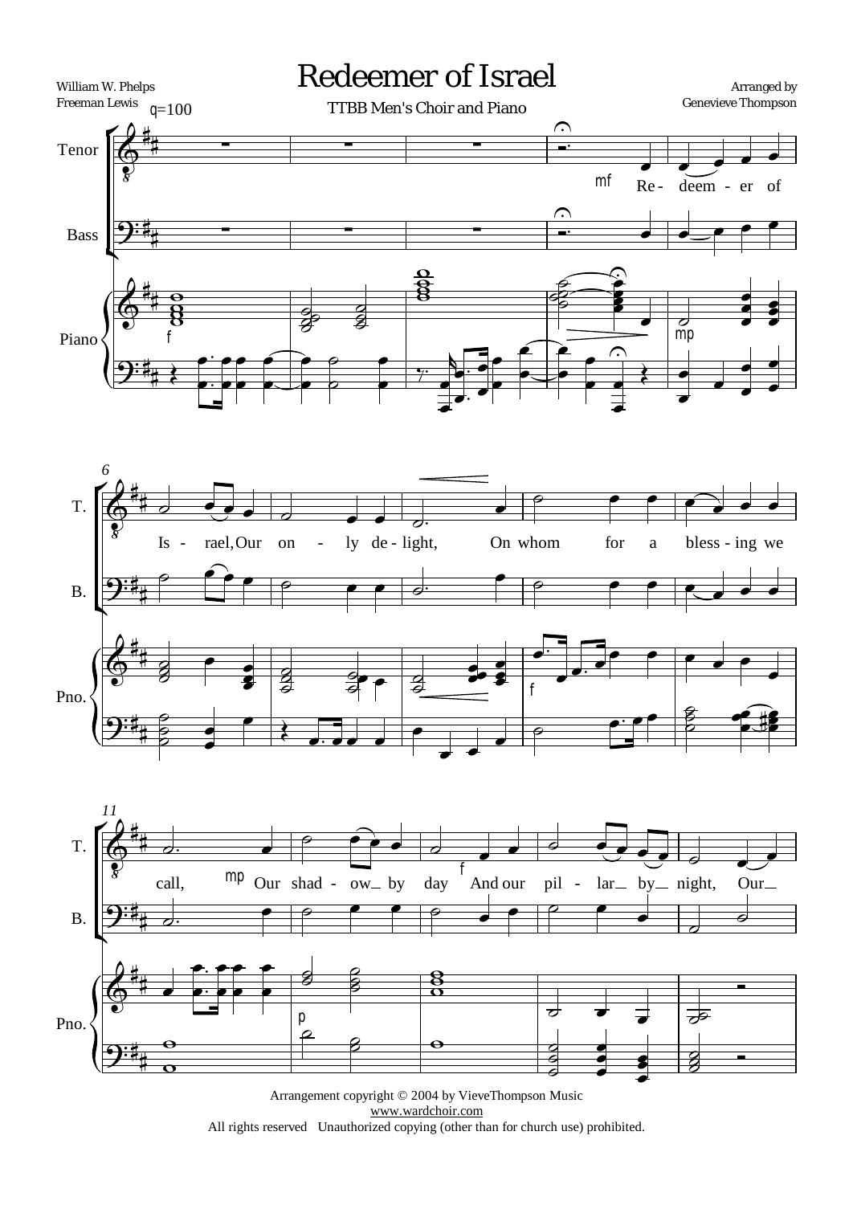# Redeemer of Israel

William W. Phelps
Freeman Lewis

TTBB Men's Choir and Piano

Arranged by
Genevieve Thompson

Arrangement copyright © 2004 by VieveThompson Music
www.wardchoir.com
All rights reserved Unauthorized copying (other than for church use) prohibited.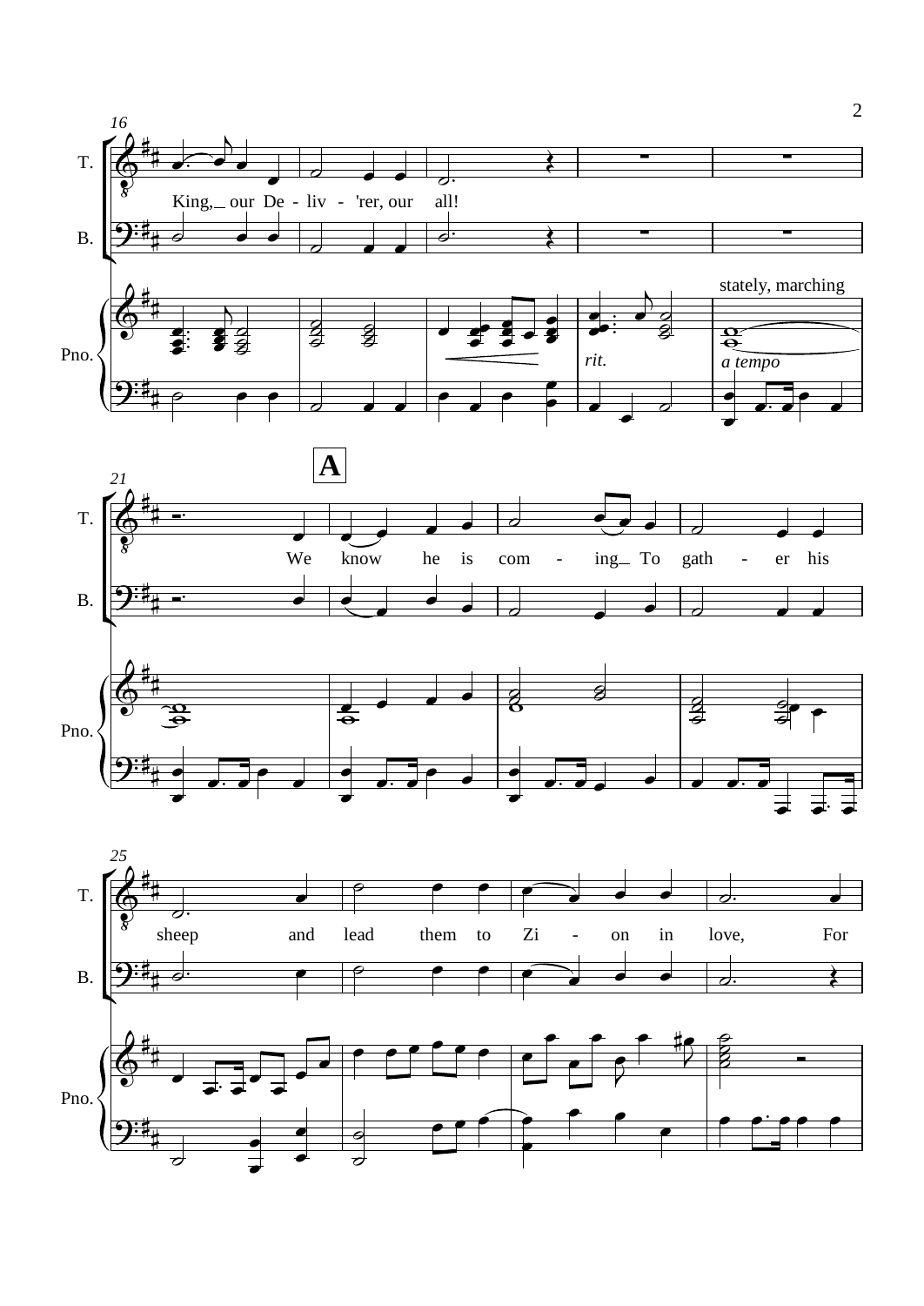16

T.: King, our De - liv - 'rer, our all!

B.

Pno.

*rit.*

stately, marching

*a tempo*

21

**A**

T.: We know he is com - ing To gath - er his

B.

Pno.

25

T.: sheep and lead them to Zi - on in love, For

B.

Pno.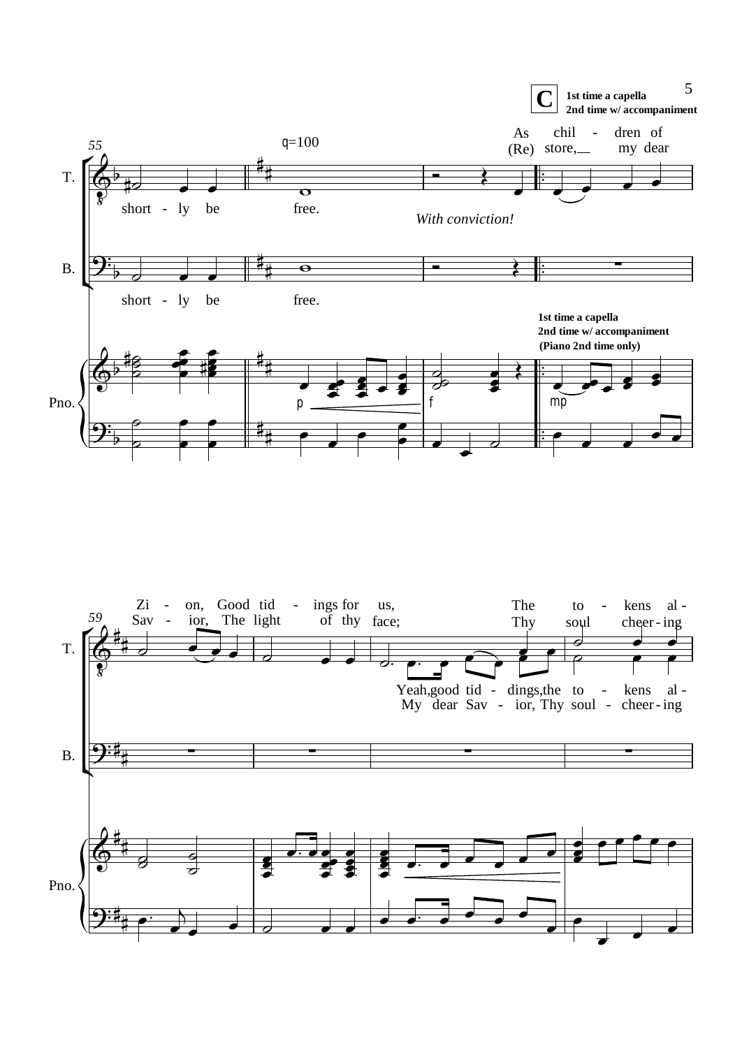**C** 1st time a capella
2nd time w/ accompaniment

55

♩=100

T.: short - ly be free.

As chil - dren of
(Re) store, my dear

*With conviction!*

B.: short - ly be free.

1st time a capella
2nd time w/ accompaniment
(Piano 2nd time only)

Pno.

p f mp

59

T.:
Zi - on, Good tid - ings for us, The to - kens al -
Sav - ior, The light of thy face; Thy soul cheer - ing

Yeah, good tid - dings, the to - kens al -
My dear Sav - ior, Thy soul - cheer - ing

B.

Pno.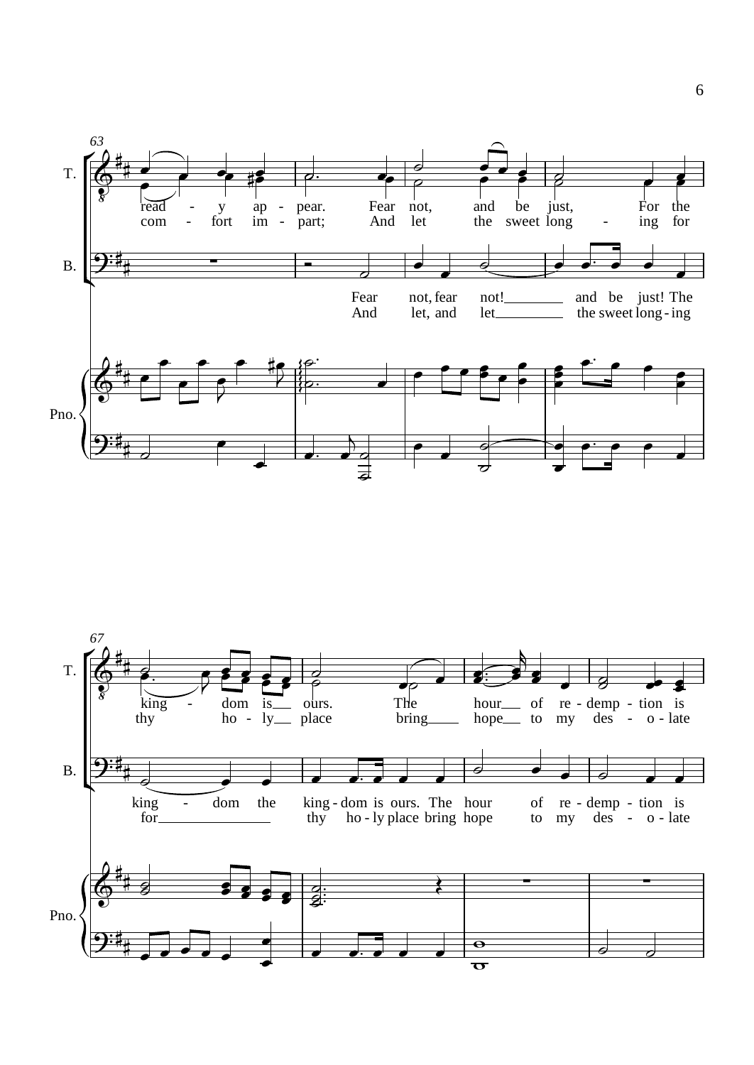63

T.

read - y ap - pear. Fear not, and be just, For the
com - fort im - part; And let the sweet long - ing for

B.

Fear not, fear not! and be just! The
And let, and let the sweet long - ing

Pno.

67

T.

king - dom is ours. The hour of re - demp - tion is
thy ho - ly place bring hope to my des - o - late

B.

king - dom the king - dom is ours. The hour of re - demp - tion is
for thy ho - ly place bring hope to my des - o - late

Pno.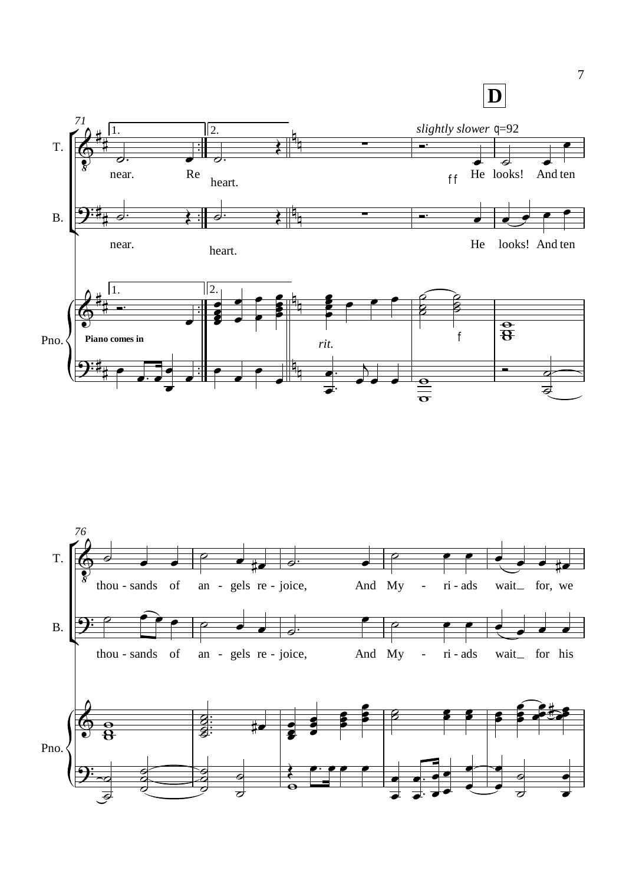**D**

*slightly slower* ♩=92

T.: near. Re heart. *ff* He looks! And ten

B.: near. heart. He looks! And ten

Pno.: **Piano comes in** *rit.* *f*

T.: thou - sands of an - gels re - joice, And My - ri - ads wait_ for, we

B.: thou - sands of an - gels re - joice, And My - ri - ads wait_ for his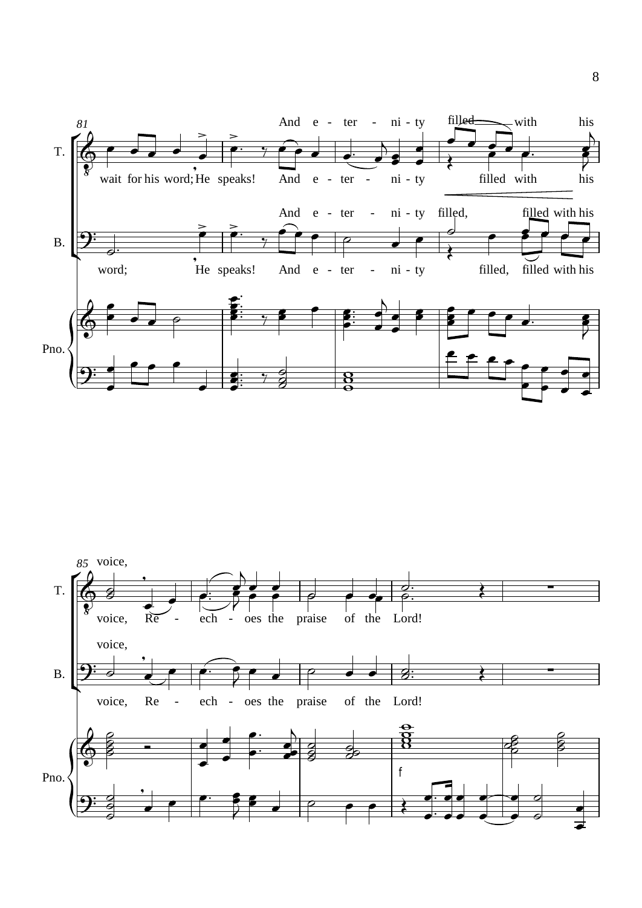81

T.: And e - ter - ni - ty filled with his

wait for his word; He speaks! And e - ter - ni - ty filled with his

B.: And e - ter - ni - ty filled, filled with his

word; He speaks! And e - ter - ni - ty filled, filled with his

Pno.

85

T.: voice,

voice, Re - ech - oes the praise of the Lord!

B.: voice,

voice, Re - ech - oes the praise of the Lord!

Pno.

f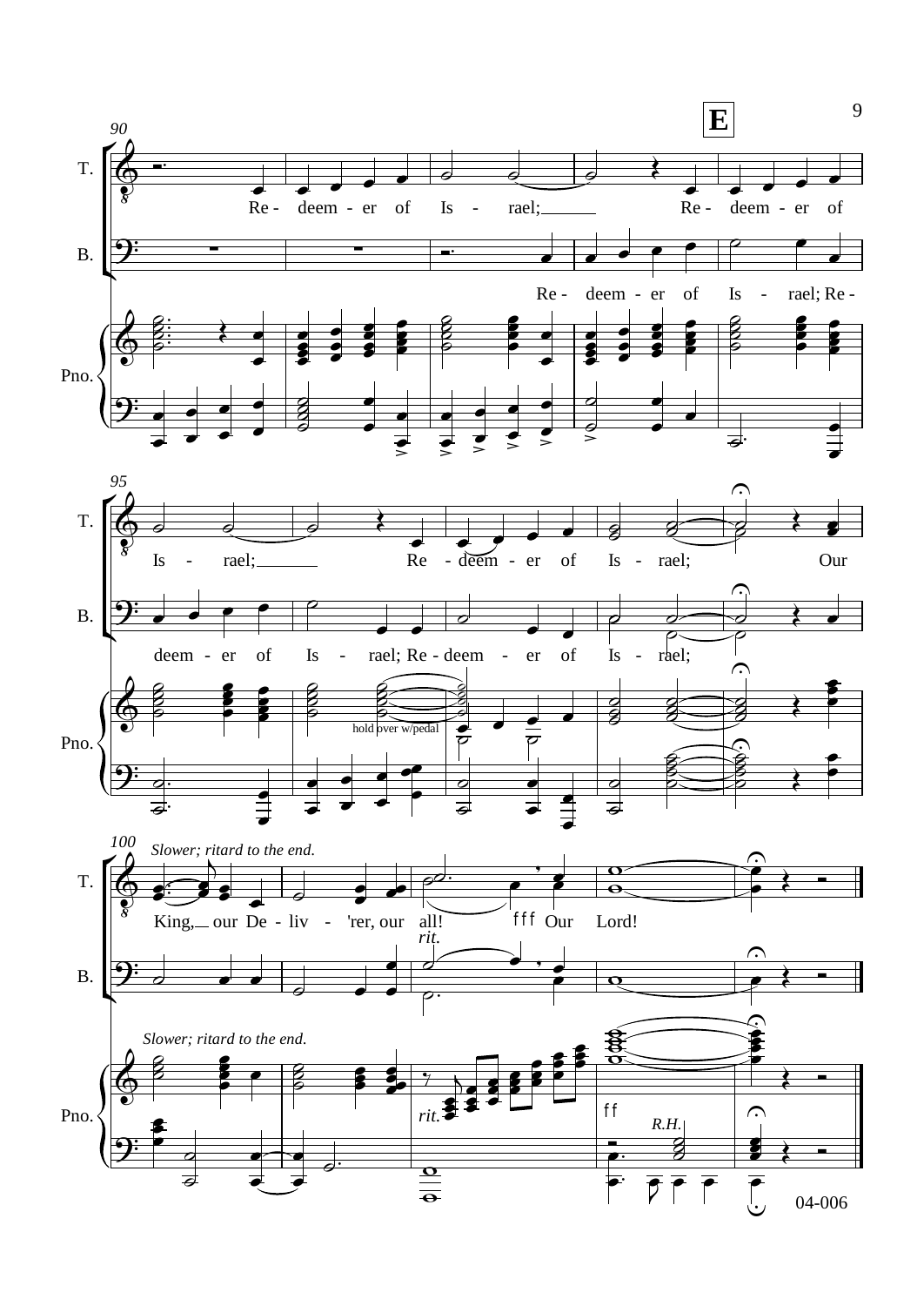**E**

90

T.

Re - deem - er of Is - rael; Re - deem - er of

B.

Re - deem - er of Is - rael; Re -

Pno.

95

T.

Is - rael; Re - deem - er of Is - rael; Our

B.

deem - er of Is - rael; Re - deem - er of Is - rael;

Pno.

hold over w/pedal

100

*Slower; ritard to the end.*

T.

King, our De - liv - 'rer, our all! *fff* Our Lord!

*rit.*

B.

*Slower; ritard to the end.*

Pno.

*rit.*

*ff*

*R.H.*

04-006